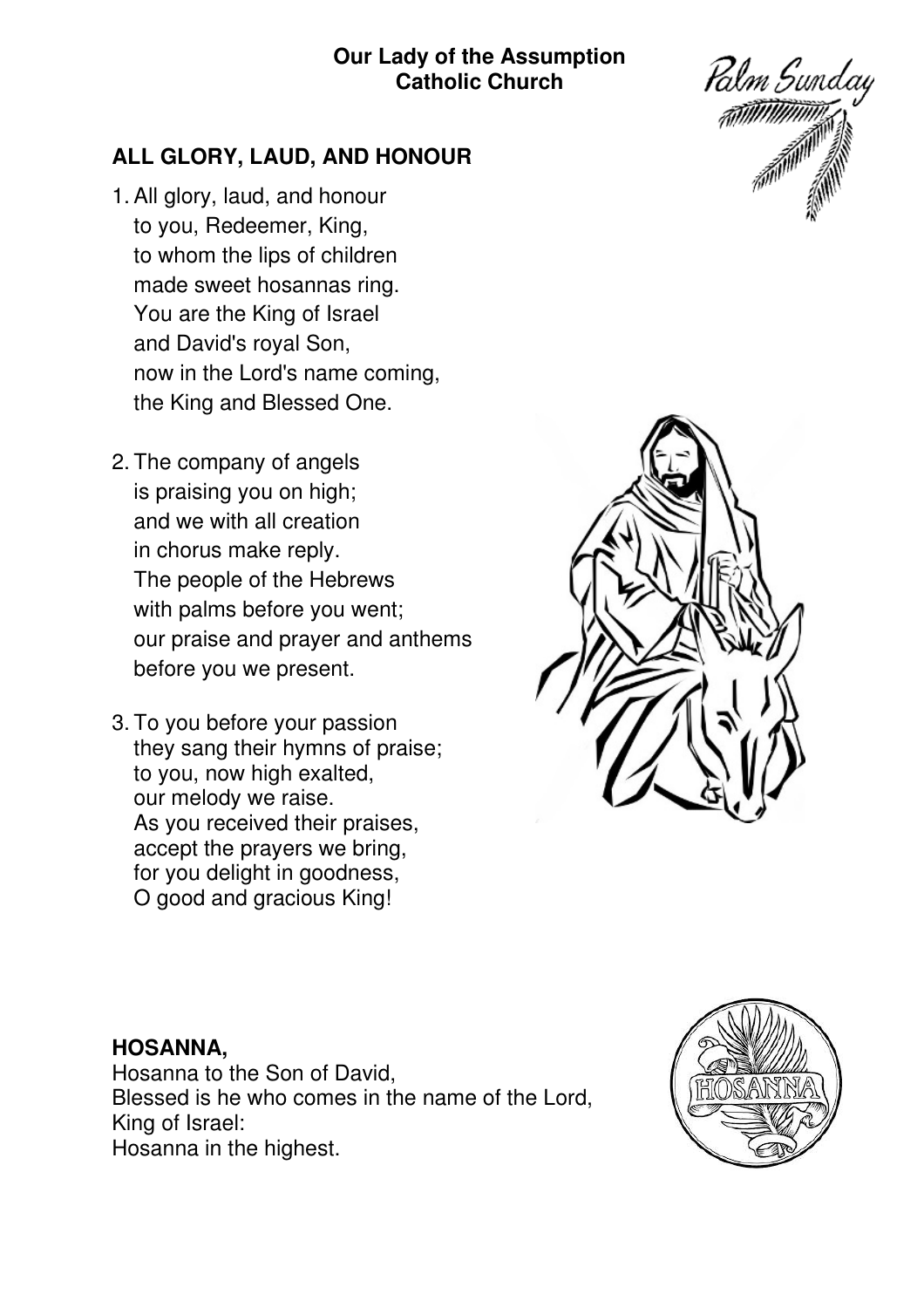**Our Lady of the Assumption Catholic Church**

Palm Sunday

## ALL GLORY, LAUD, AND HONOUR

1. All glory, laud, and honour
   to you, Redeemer, King,
   to whom the lips of children
   made sweet hosannas ring.
   You are the King of Israel
   and David's royal Son,
   now in the Lord's name coming,
   the King and Blessed One.

2. The company of angels
   is praising you on high;
   and we with all creation
   in chorus make reply.
   The people of the Hebrews
   with palms before you went;
   our praise and prayer and anthems
   before you we present.

3. To you before your passion
   they sang their hymns of praise;
   to you, now high exalted,
   our melody we raise.
   As you received their praises,
   accept the prayers we bring,
   for you delight in goodness,
   O good and gracious King!

**HOSANNA,**

Hosanna to the Son of David,
Blessed is he who comes in the name of the Lord,
King of Israel:
Hosanna in the highest.

HOSANNA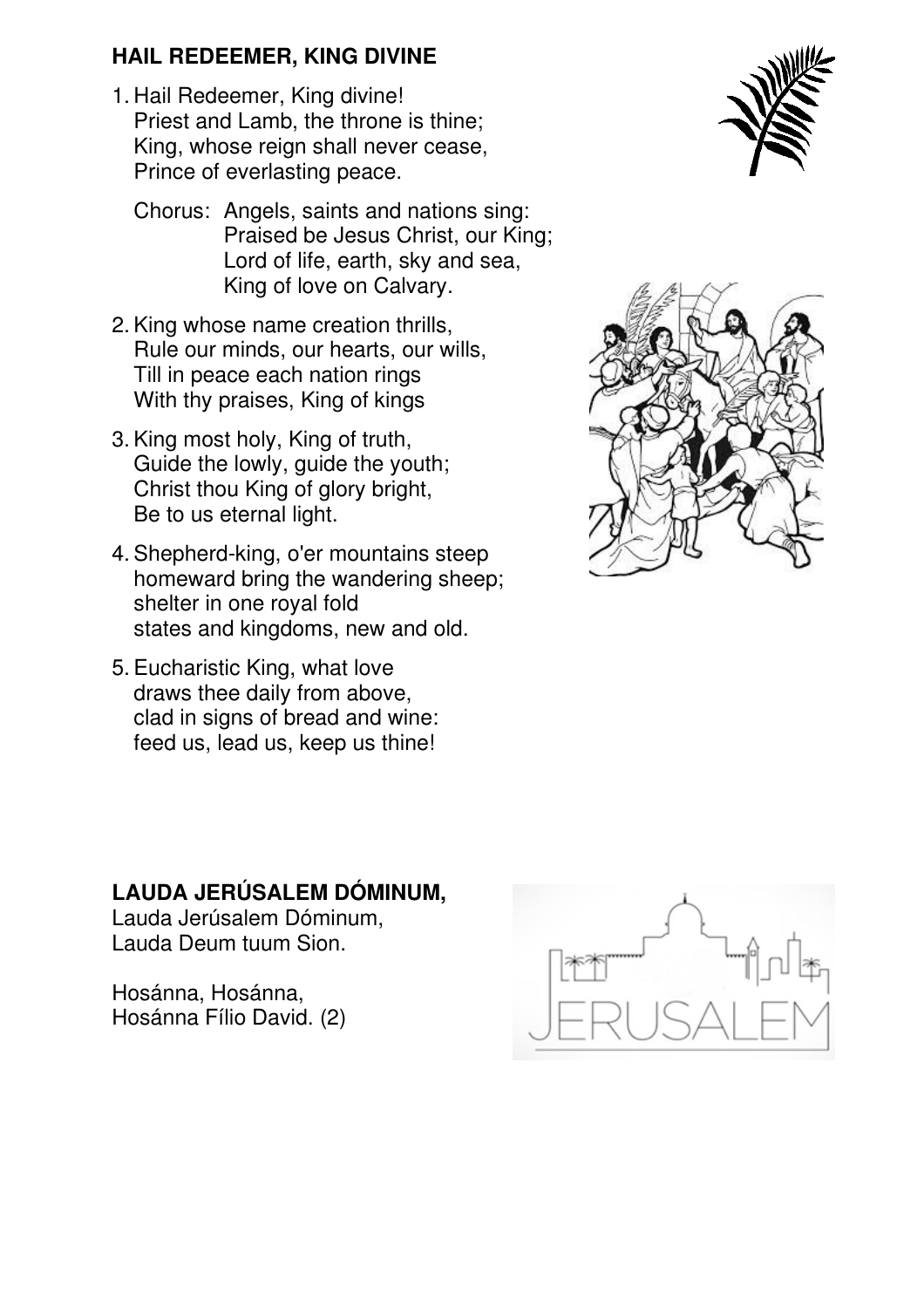**HAIL REDEEMER, KING DIVINE**

1. Hail Redeemer, King divine!
   Priest and Lamb, the throne is thine;
   King, whose reign shall never cease,
   Prince of everlasting peace.

   Chorus: Angels, saints and nations sing:
   Praised be Jesus Christ, our King;
   Lord of life, earth, sky and sea,
   King of love on Calvary.

2. King whose name creation thrills,
   Rule our minds, our hearts, our wills,
   Till in peace each nation rings
   With thy praises, King of kings

3. King most holy, King of truth,
   Guide the lowly, guide the youth;
   Christ thou King of glory bright,
   Be to us eternal light.

4. Shepherd-king, o'er mountains steep
   homeward bring the wandering sheep;
   shelter in one royal fold
   states and kingdoms, new and old.

5. Eucharistic King, what love
   draws thee daily from above,
   clad in signs of bread and wine:
   feed us, lead us, keep us thine!

**LAUDA JERÚSALEM DÓMINUM,**

Lauda Jerúsalem Dóminum,
Lauda Deum tuum Sion.

Hosánna, Hosánna,
Hosánna Fílio David. (2)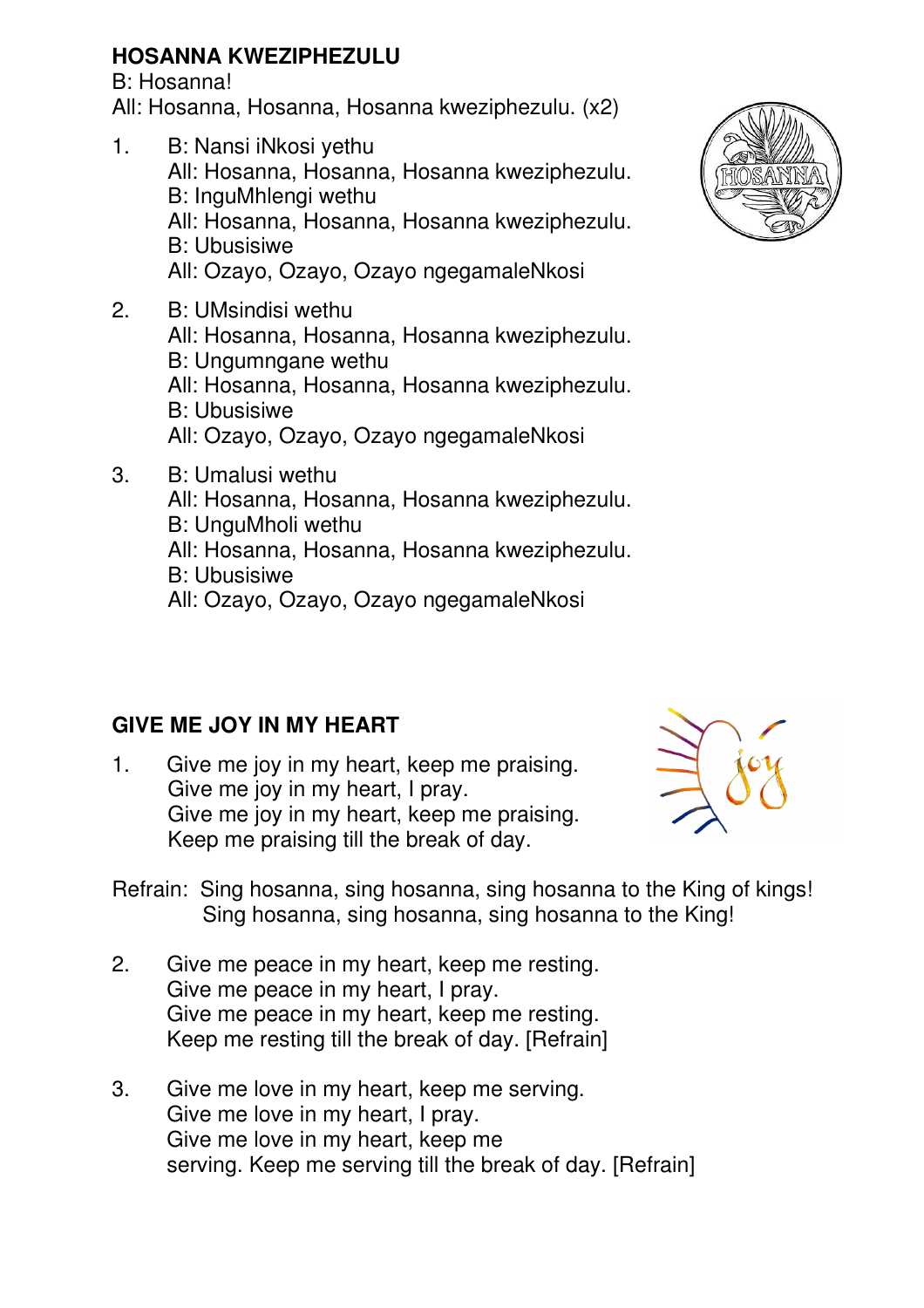## HOSANNA KWEZIPHEZULU

B: Hosanna!
All: Hosanna, Hosanna, Hosanna kweziphezulu. (x2)

1. B: Nansi iNkosi yethu
   All: Hosanna, Hosanna, Hosanna kweziphezulu.
   B: InguMhlengi wethu
   All: Hosanna, Hosanna, Hosanna kweziphezulu.
   B: Ubusisiwe
   All: Ozayo, Ozayo, Ozayo ngegamaleNkosi

2. B: UMsindisi wethu
   All: Hosanna, Hosanna, Hosanna kweziphezulu.
   B: Ungumngane wethu
   All: Hosanna, Hosanna, Hosanna kweziphezulu.
   B: Ubusisiwe
   All: Ozayo, Ozayo, Ozayo ngegamaleNkosi

3. B: Umalusi wethu
   All: Hosanna, Hosanna, Hosanna kweziphezulu.
   B: UnguMholi wethu
   All: Hosanna, Hosanna, Hosanna kweziphezulu.
   B: Ubusisiwe
   All: Ozayo, Ozayo, Ozayo ngegamaleNkosi

## GIVE ME JOY IN MY HEART

1. Give me joy in my heart, keep me praising.
   Give me joy in my heart, I pray.
   Give me joy in my heart, keep me praising.
   Keep me praising till the break of day.

Refrain: Sing hosanna, sing hosanna, sing hosanna to the King of kings!
Sing hosanna, sing hosanna, sing hosanna to the King!

2. Give me peace in my heart, keep me resting.
   Give me peace in my heart, I pray.
   Give me peace in my heart, keep me resting.
   Keep me resting till the break of day. [Refrain]

3. Give me love in my heart, keep me serving.
   Give me love in my heart, I pray.
   Give me love in my heart, keep me
   serving. Keep me serving till the break of day. [Refrain]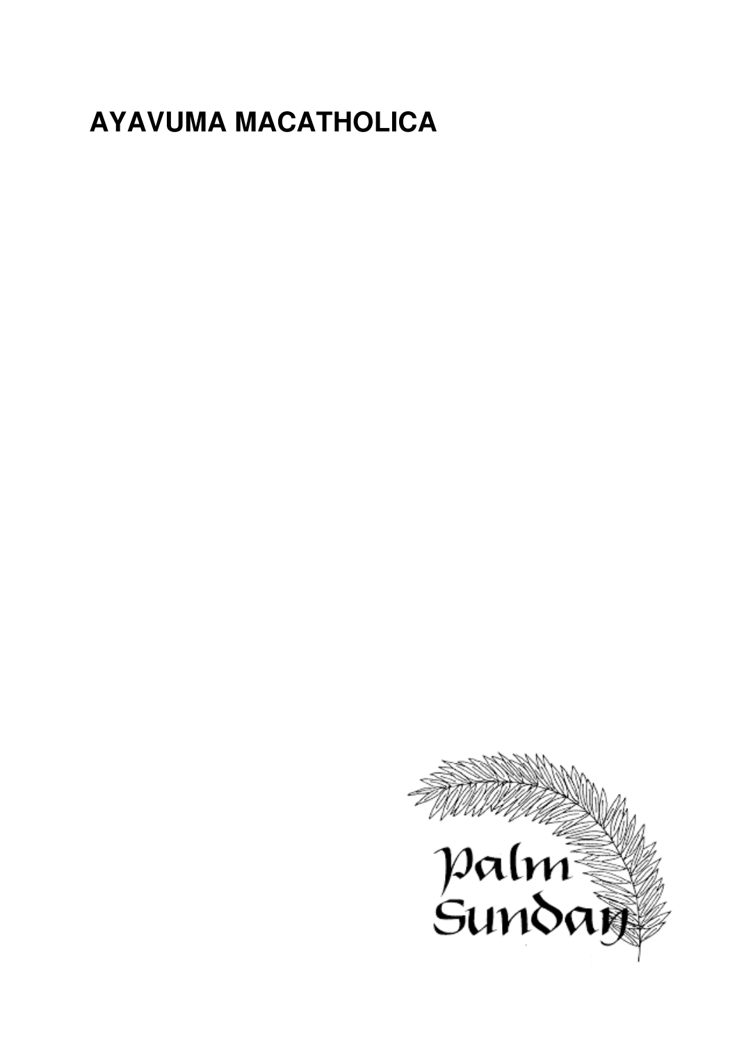**AYAVUMA MACATHOLICA**

Palm Sunday